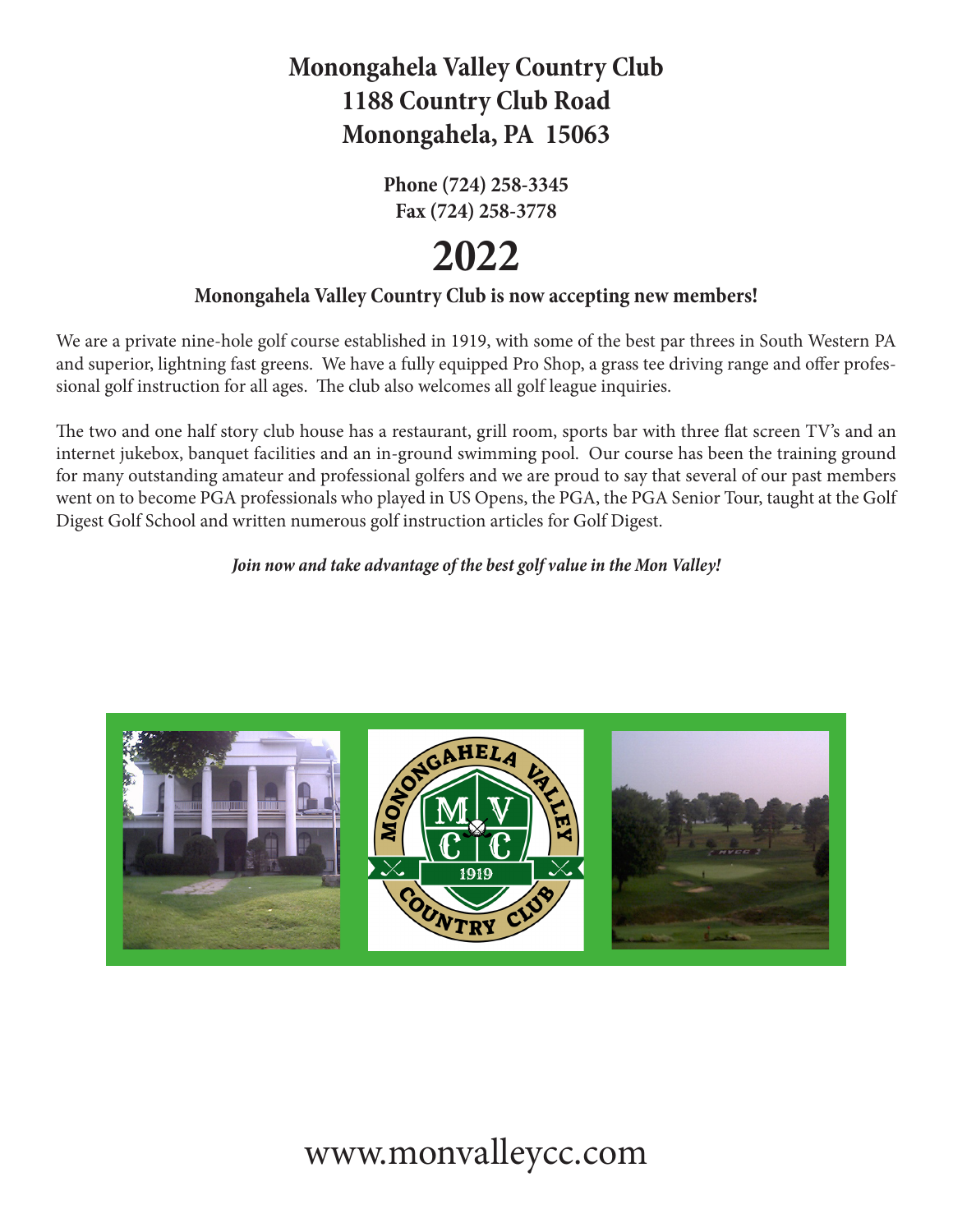# Monongahela Valley Country Club
# 1188 Country Club Road
# Monongahela, PA 15063

**Phone (724) 258-3345**
**Fax (724) 258-3778**

# 2022

**Monongahela Valley Country Club is now accepting new members!**

We are a private nine-hole golf course established in 1919, with some of the best par threes in South Western PA and superior, lightning fast greens. We have a fully equipped Pro Shop, a grass tee driving range and offer professional golf instruction for all ages. The club also welcomes all golf league inquiries.

The two and one half story club house has a restaurant, grill room, sports bar with three flat screen TV's and an internet jukebox, banquet facilities and an in-ground swimming pool. Our course has been the training ground for many outstanding amateur and professional golfers and we are proud to say that several of our past members went on to become PGA professionals who played in US Opens, the PGA, the PGA Senior Tour, taught at the Golf Digest Golf School and written numerous golf instruction articles for Golf Digest.

***Join now and take advantage of the best golf value in the Mon Valley!***

www.monvalleycc.com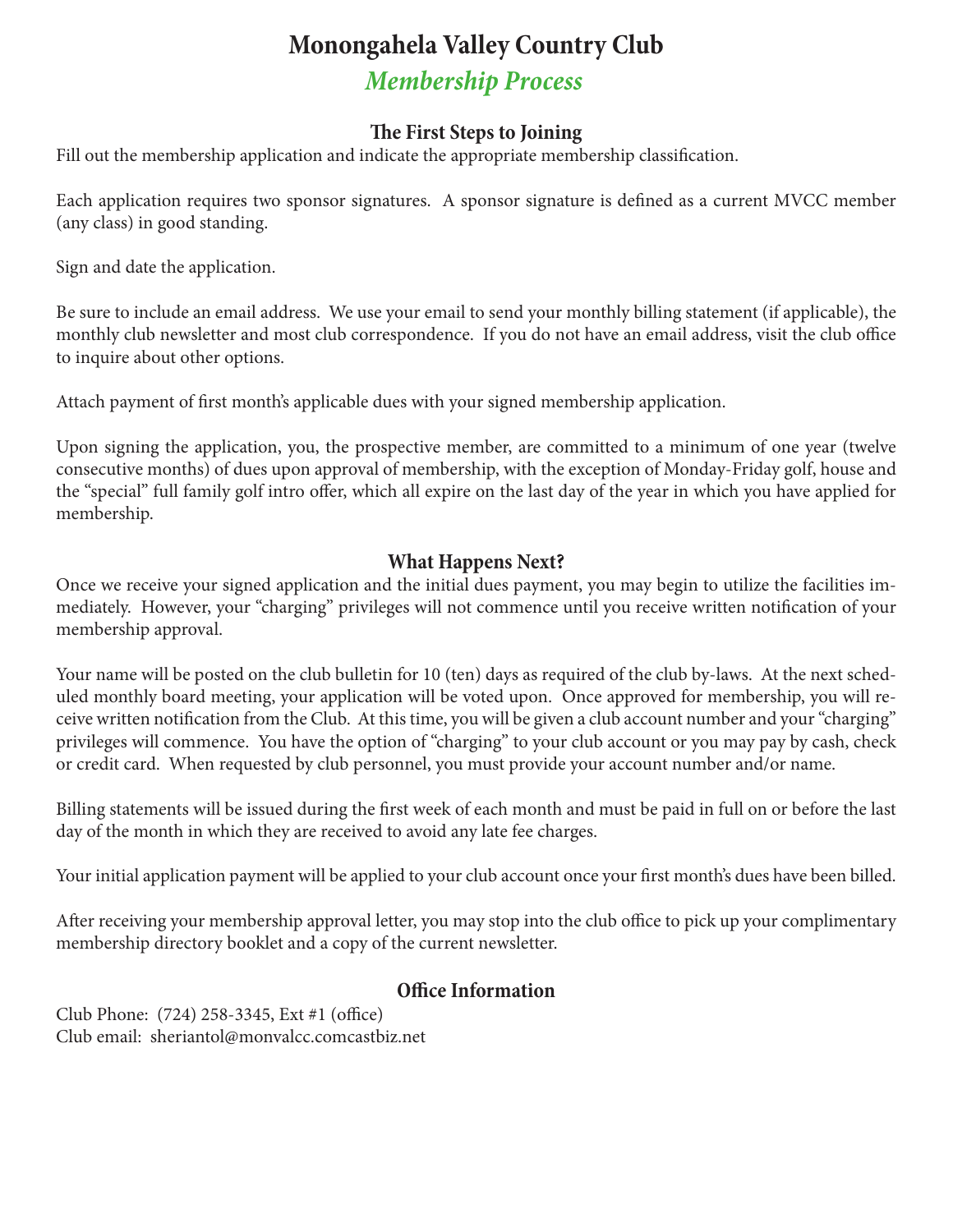# Monongahela Valley Country Club

## *Membership Process*

### The First Steps to Joining

Fill out the membership application and indicate the appropriate membership classification.

Each application requires two sponsor signatures. A sponsor signature is defined as a current MVCC member (any class) in good standing.

Sign and date the application.

Be sure to include an email address. We use your email to send your monthly billing statement (if applicable), the monthly club newsletter and most club correspondence. If you do not have an email address, visit the club office to inquire about other options.

Attach payment of first month's applicable dues with your signed membership application.

Upon signing the application, you, the prospective member, are committed to a minimum of one year (twelve consecutive months) of dues upon approval of membership, with the exception of Monday-Friday golf, house and the "special" full family golf intro offer, which all expire on the last day of the year in which you have applied for membership.

### What Happens Next?

Once we receive your signed application and the initial dues payment, you may begin to utilize the facilities immediately. However, your "charging" privileges will not commence until you receive written notification of your membership approval.

Your name will be posted on the club bulletin for 10 (ten) days as required of the club by-laws. At the next scheduled monthly board meeting, your application will be voted upon. Once approved for membership, you will receive written notification from the Club. At this time, you will be given a club account number and your "charging" privileges will commence. You have the option of "charging" to your club account or you may pay by cash, check or credit card. When requested by club personnel, you must provide your account number and/or name.

Billing statements will be issued during the first week of each month and must be paid in full on or before the last day of the month in which they are received to avoid any late fee charges.

Your initial application payment will be applied to your club account once your first month's dues have been billed.

After receiving your membership approval letter, you may stop into the club office to pick up your complimentary membership directory booklet and a copy of the current newsletter.

### Office Information

Club Phone: (724) 258-3345, Ext #1 (office)
Club email: sheriantol@monvalcc.comcastbiz.net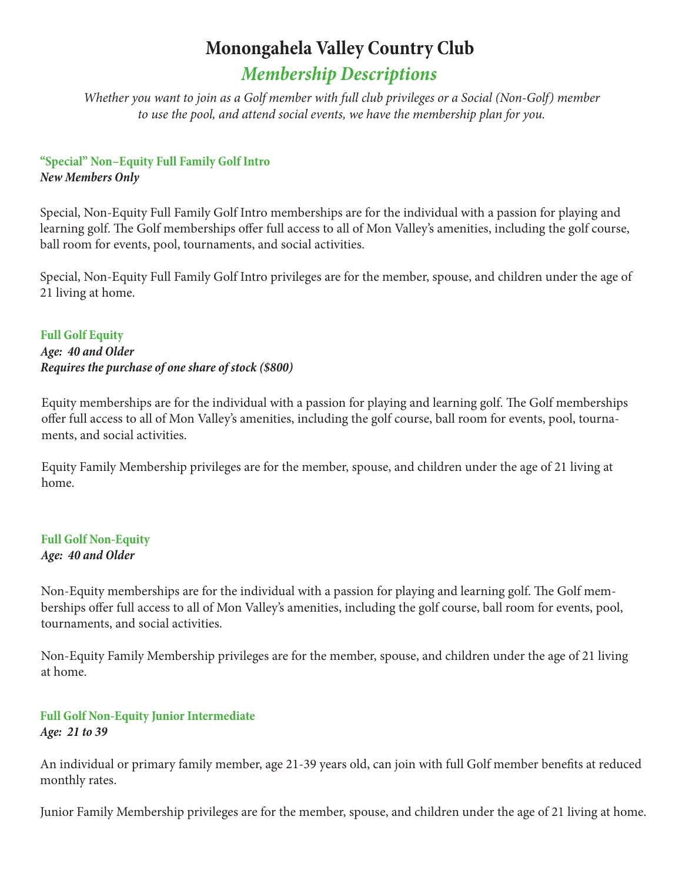# Monongahela Valley Country Club

## *Membership Descriptions*

*Whether you want to join as a Golf member with full club privileges or a Social (Non-Golf) member to use the pool, and attend social events, we have the membership plan for you.*

### "Special" Non–Equity Full Family Golf Intro

***New Members Only***

Special, Non-Equity Full Family Golf Intro memberships are for the individual with a passion for playing and learning golf. The Golf memberships offer full access to all of Mon Valley's amenities, including the golf course, ball room for events, pool, tournaments, and social activities.

Special, Non-Equity Full Family Golf Intro privileges are for the member, spouse, and children under the age of 21 living at home.

### Full Golf Equity

***Age: 40 and Older***

***Requires the purchase of one share of stock ($800)***

Equity memberships are for the individual with a passion for playing and learning golf. The Golf memberships offer full access to all of Mon Valley's amenities, including the golf course, ball room for events, pool, tournaments, and social activities.

Equity Family Membership privileges are for the member, spouse, and children under the age of 21 living at home.

### Full Golf Non-Equity

***Age: 40 and Older***

Non-Equity memberships are for the individual with a passion for playing and learning golf. The Golf memberships offer full access to all of Mon Valley's amenities, including the golf course, ball room for events, pool, tournaments, and social activities.

Non-Equity Family Membership privileges are for the member, spouse, and children under the age of 21 living at home.

### Full Golf Non-Equity Junior Intermediate

***Age: 21 to 39***

An individual or primary family member, age 21-39 years old, can join with full Golf member benefits at reduced monthly rates.

Junior Family Membership privileges are for the member, spouse, and children under the age of 21 living at home.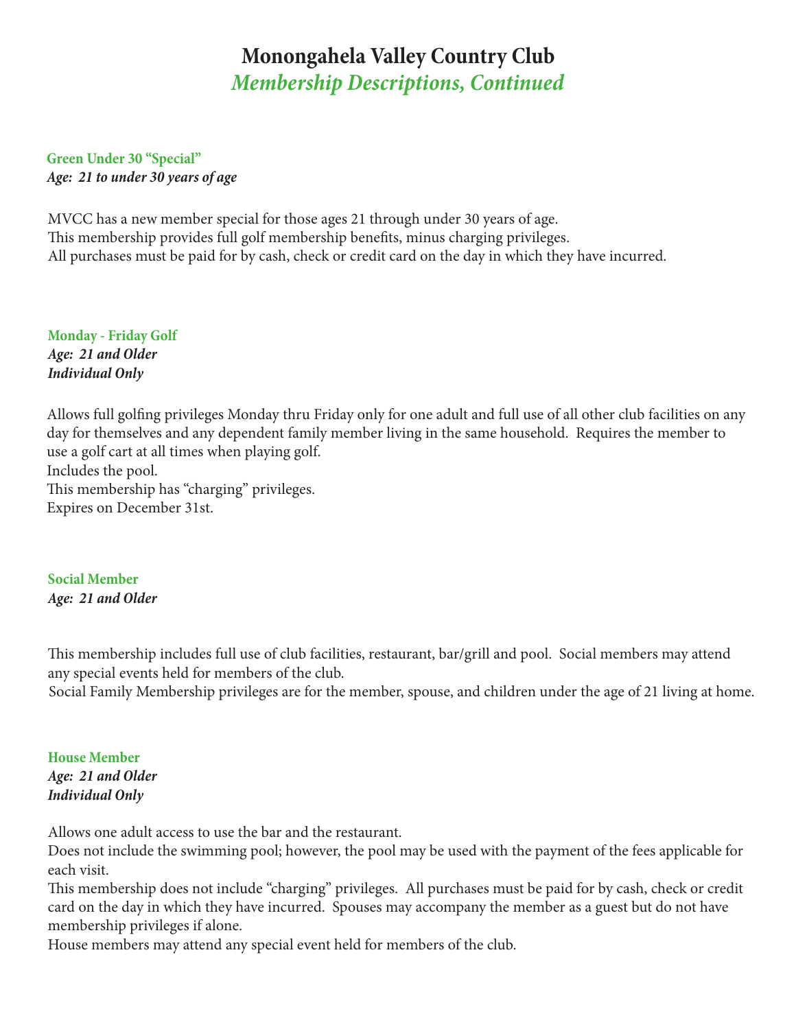# Monongahela Valley Country Club

## *Membership Descriptions, Continued*

### Green Under 30 “Special”

***Age: 21 to under 30 years of age***

MVCC has a new member special for those ages 21 through under 30 years of age.
This membership provides full golf membership benefits, minus charging privileges.
All purchases must be paid for by cash, check or credit card on the day in which they have incurred.

### Monday - Friday Golf

***Age: 21 and Older***
***Individual Only***

Allows full golfing privileges Monday thru Friday only for one adult and full use of all other club facilities on any day for themselves and any dependent family member living in the same household. Requires the member to use a golf cart at all times when playing golf.
Includes the pool.
This membership has “charging” privileges.
Expires on December 31st.

### Social Member

***Age: 21 and Older***

This membership includes full use of club facilities, restaurant, bar/grill and pool. Social members may attend any special events held for members of the club.
Social Family Membership privileges are for the member, spouse, and children under the age of 21 living at home.

### House Member

***Age: 21 and Older***
***Individual Only***

Allows one adult access to use the bar and the restaurant.
Does not include the swimming pool; however, the pool may be used with the payment of the fees applicable for each visit.
This membership does not include “charging” privileges. All purchases must be paid for by cash, check or credit card on the day in which they have incurred. Spouses may accompany the member as a guest but do not have membership privileges if alone.
House members may attend any special event held for members of the club.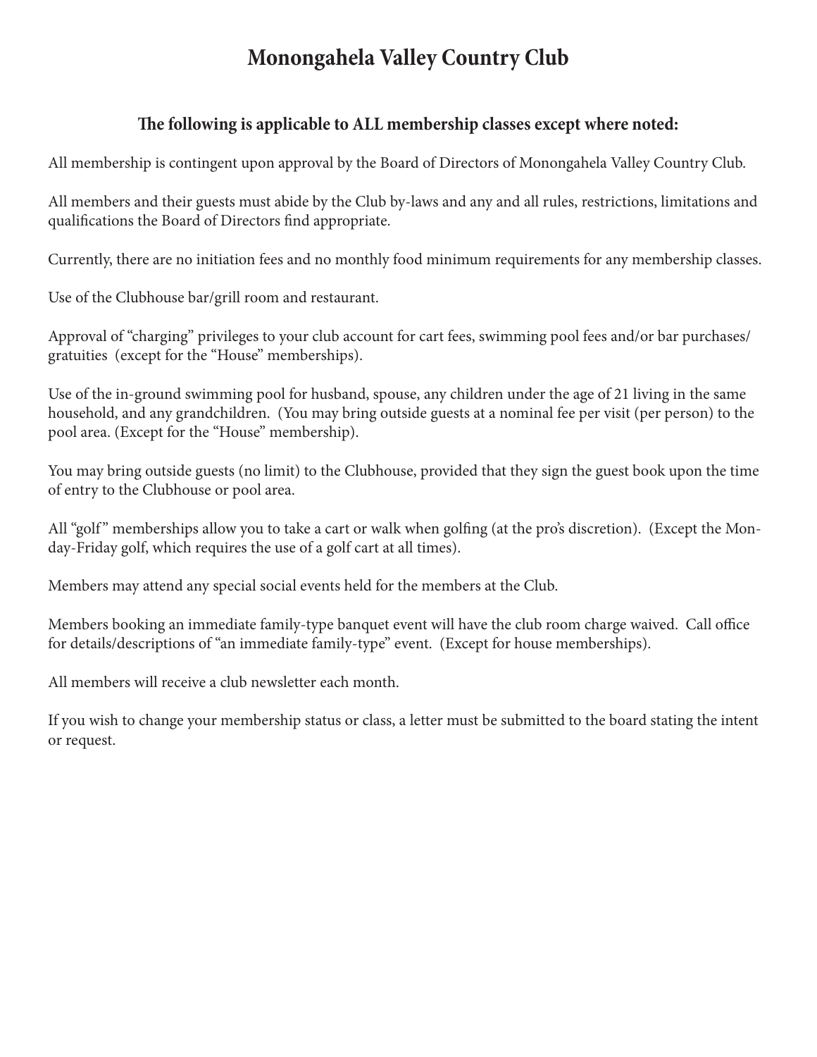# Monongahela Valley Country Club

## The following is applicable to ALL membership classes except where noted:

All membership is contingent upon approval by the Board of Directors of Monongahela Valley Country Club.

All members and their guests must abide by the Club by-laws and any and all rules, restrictions, limitations and qualifications the Board of Directors find appropriate.

Currently, there are no initiation fees and no monthly food minimum requirements for any membership classes.

Use of the Clubhouse bar/grill room and restaurant.

Approval of "charging" privileges to your club account for cart fees, swimming pool fees and/or bar purchases/ gratuities (except for the "House" memberships).

Use of the in-ground swimming pool for husband, spouse, any children under the age of 21 living in the same household, and any grandchildren. (You may bring outside guests at a nominal fee per visit (per person) to the pool area. (Except for the "House" membership).

You may bring outside guests (no limit) to the Clubhouse, provided that they sign the guest book upon the time of entry to the Clubhouse or pool area.

All "golf" memberships allow you to take a cart or walk when golfing (at the pro's discretion). (Except the Monday-Friday golf, which requires the use of a golf cart at all times).

Members may attend any special social events held for the members at the Club.

Members booking an immediate family-type banquet event will have the club room charge waived. Call office for details/descriptions of "an immediate family-type" event. (Except for house memberships).

All members will receive a club newsletter each month.

If you wish to change your membership status or class, a letter must be submitted to the board stating the intent or request.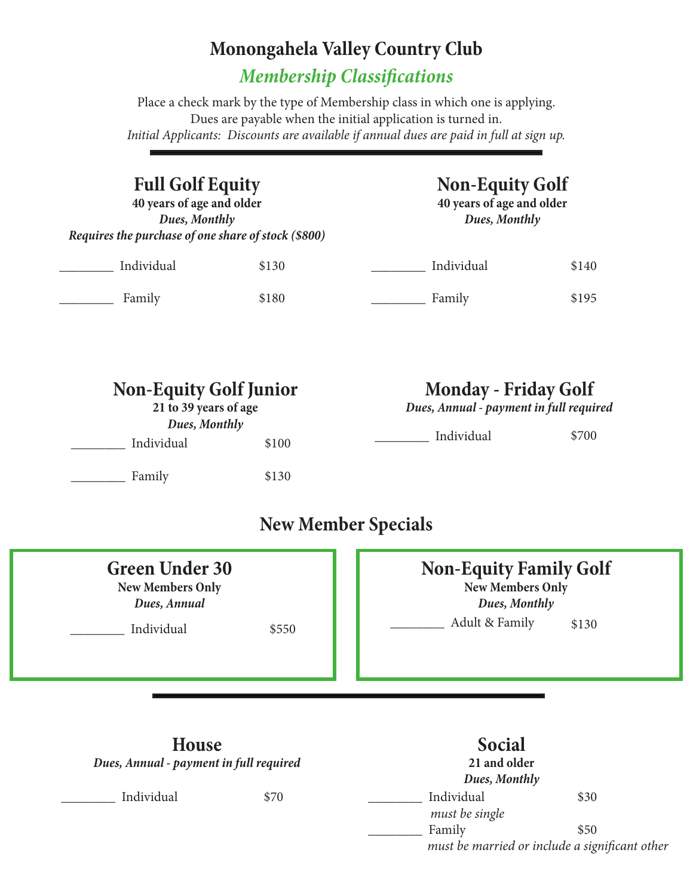# Monongahela Valley Country Club

## *Membership Classifications*

Place a check mark by the type of Membership class in which one is applying.
Dues are payable when the initial application is turned in.
*Initial Applicants: Discounts are available if annual dues are paid in full at sign up.*

---

### Full Golf Equity

**40 years of age and older**
***Dues, Monthly***
***Requires the purchase of one share of stock ($800)***

________ Individual $130

________ Family $180

### Non-Equity Golf

**40 years of age and older**
***Dues, Monthly***

________ Individual $140

________ Family $195

### Non-Equity Golf Junior

**21 to 39 years of age**
***Dues, Monthly***

________ Individual $100

________ Family $130

### Monday - Friday Golf

***Dues, Annual - payment in full required***

________ Individual $700

## New Member Specials

### Green Under 30

**New Members Only**
***Dues, Annual***

________ Individual $550

### Non-Equity Family Golf

**New Members Only**
***Dues, Monthly***

________ Adult & Family $130

---

### House

***Dues, Annual - payment in full required***

________ Individual $70

### Social

**21 and older**
***Dues, Monthly***

________ Individual $30
*must be single*

________ Family $50
*must be married or include a significant other*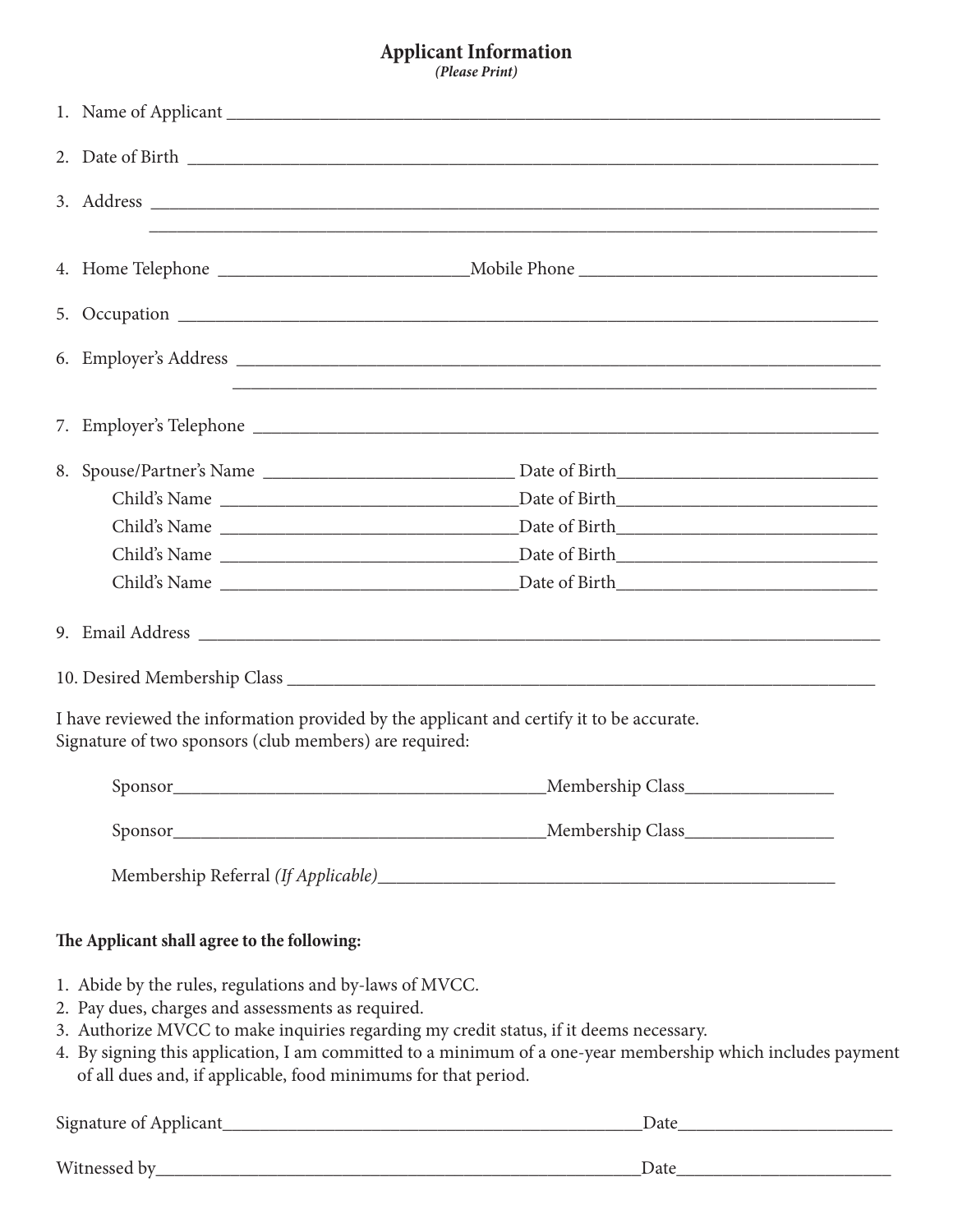## Applicant Information

*(Please Print)*

1. Name of Applicant ______________________________________________

2. Date of Birth ______________________________________________

3. Address ______________________________________________
   ______________________________________________

4. Home Telephone ____________________ Mobile Phone ____________________

5. Occupation ______________________________________________

6. Employer's Address ______________________________________________
   ______________________________________________

7. Employer's Telephone ______________________________________________

8. Spouse/Partner's Name ____________________ Date of Birth ____________________
   Child's Name ____________________ Date of Birth ____________________
   Child's Name ____________________ Date of Birth ____________________
   Child's Name ____________________ Date of Birth ____________________
   Child's Name ____________________ Date of Birth ____________________

9. Email Address ______________________________________________

10. Desired Membership Class ______________________________________________

I have reviewed the information provided by the applicant and certify it to be accurate.
Signature of two sponsors (club members) are required:

Sponsor______________________________ Membership Class ____________

Sponsor______________________________ Membership Class ____________

Membership Referral *(If Applicable)*______________________________

**The Applicant shall agree to the following:**

1. Abide by the rules, regulations and by-laws of MVCC.
2. Pay dues, charges and assessments as required.
3. Authorize MVCC to make inquiries regarding my credit status, if it deems necessary.
4. By signing this application, I am committed to a minimum of a one-year membership which includes payment of all dues and, if applicable, food minimums for that period.

Signature of Applicant______________________________ Date____________________

Witnessed by______________________________ Date____________________